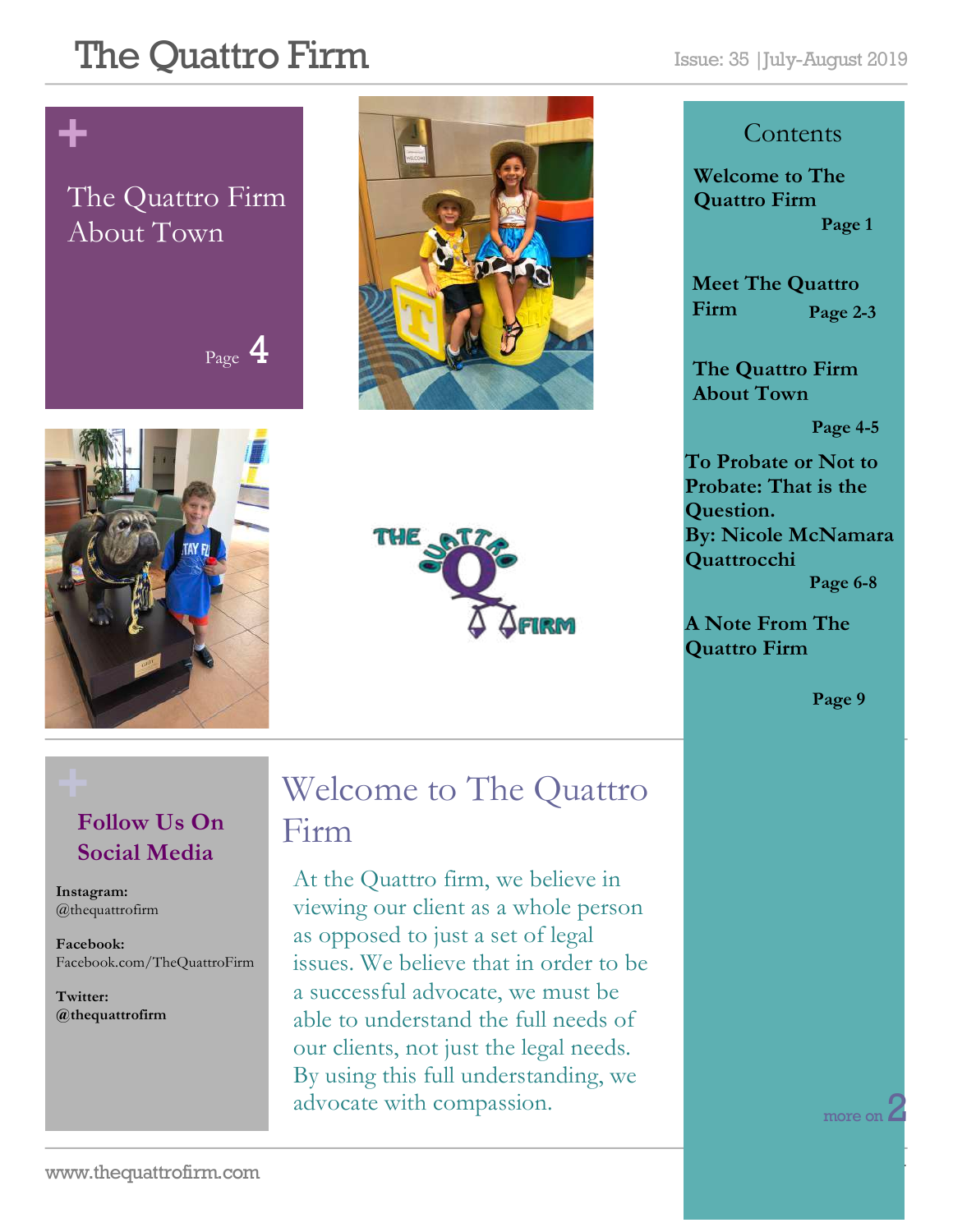# The Quattro Firm

Issue: 35 | July-August 2019

## The Quattro Firm About Town

Page 4

## Contents

**Welcome to The Quattro Firm** — Page 1

**Meet The Quattro Firm** — Page 2-3

**The Quattro Firm About Town** — Page 4-5

**To Probate or Not to Probate: That is the Question. By: Nicole McNamara Quattrocchi** — Page 6-8

**A Note From The Quattro Firm** — Page 9

## Follow Us On Social Media

**Instagram:**
@thequattrofirm

**Facebook:**
Facebook.com/TheQuattroFirm

**Twitter:**
**@thequattrofirm**

## Welcome to The Quattro Firm

At the Quattro firm, we believe in viewing our client as a whole person as opposed to just a set of legal issues. We believe that in order to be a successful advocate, we must be able to understand the full needs of our clients, not just the legal needs. By using this full understanding, we advocate with compassion.

more on 2

www.thequattrofirm.com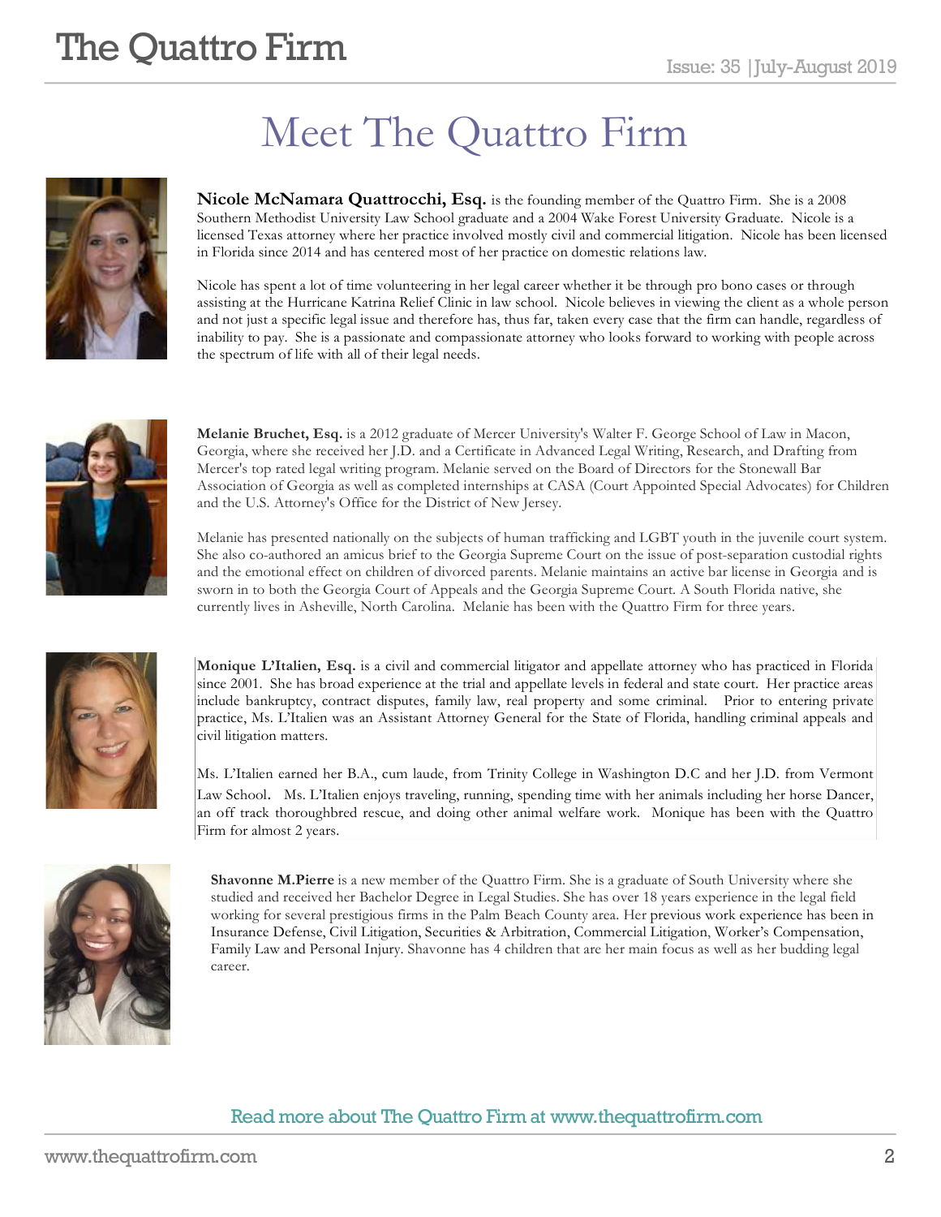# Meet The Quattro Firm

**Nicole McNamara Quattrocchi, Esq.** is the founding member of the Quattro Firm. She is a 2008 Southern Methodist University Law School graduate and a 2004 Wake Forest University Graduate. Nicole is a licensed Texas attorney where her practice involved mostly civil and commercial litigation. Nicole has been licensed in Florida since 2014 and has centered most of her practice on domestic relations law.

Nicole has spent a lot of time volunteering in her legal career whether it be through pro bono cases or through assisting at the Hurricane Katrina Relief Clinic in law school. Nicole believes in viewing the client as a whole person and not just a specific legal issue and therefore has, thus far, taken every case that the firm can handle, regardless of inability to pay. She is a passionate and compassionate attorney who looks forward to working with people across the spectrum of life with all of their legal needs.

**Melanie Bruchet, Esq.** is a 2012 graduate of Mercer University's Walter F. George School of Law in Macon, Georgia, where she received her J.D. and a Certificate in Advanced Legal Writing, Research, and Drafting from Mercer's top rated legal writing program. Melanie served on the Board of Directors for the Stonewall Bar Association of Georgia as well as completed internships at CASA (Court Appointed Special Advocates) for Children and the U.S. Attorney's Office for the District of New Jersey.

Melanie has presented nationally on the subjects of human trafficking and LGBT youth in the juvenile court system. She also co-authored an amicus brief to the Georgia Supreme Court on the issue of post-separation custodial rights and the emotional effect on children of divorced parents. Melanie maintains an active bar license in Georgia and is sworn in to both the Georgia Court of Appeals and the Georgia Supreme Court. A South Florida native, she currently lives in Asheville, North Carolina. Melanie has been with the Quattro Firm for three years.

**Monique L'Italien, Esq.** is a civil and commercial litigator and appellate attorney who has practiced in Florida since 2001. She has broad experience at the trial and appellate levels in federal and state court. Her practice areas include bankruptcy, contract disputes, family law, real property and some criminal. Prior to entering private practice, Ms. L'Italien was an Assistant Attorney General for the State of Florida, handling criminal appeals and civil litigation matters.

Ms. L'Italien earned her B.A., cum laude, from Trinity College in Washington D.C and her J.D. from Vermont Law School. Ms. L'Italien enjoys traveling, running, spending time with her animals including her horse Dancer, an off track thoroughbred rescue, and doing other animal welfare work. Monique has been with the Quattro Firm for almost 2 years.

**Shavonne M.Pierre** is a new member of the Quattro Firm. She is a graduate of South University where she studied and received her Bachelor Degree in Legal Studies. She has over 18 years experience in the legal field working for several prestigious firms in the Palm Beach County area. Her previous work experience has been in Insurance Defense, Civil Litigation, Securities & Arbitration, Commercial Litigation, Worker's Compensation, Family Law and Personal Injury. Shavonne has 4 children that are her main focus as well as her budding legal career.

Read more about The Quattro Firm at www.thequattrofirm.com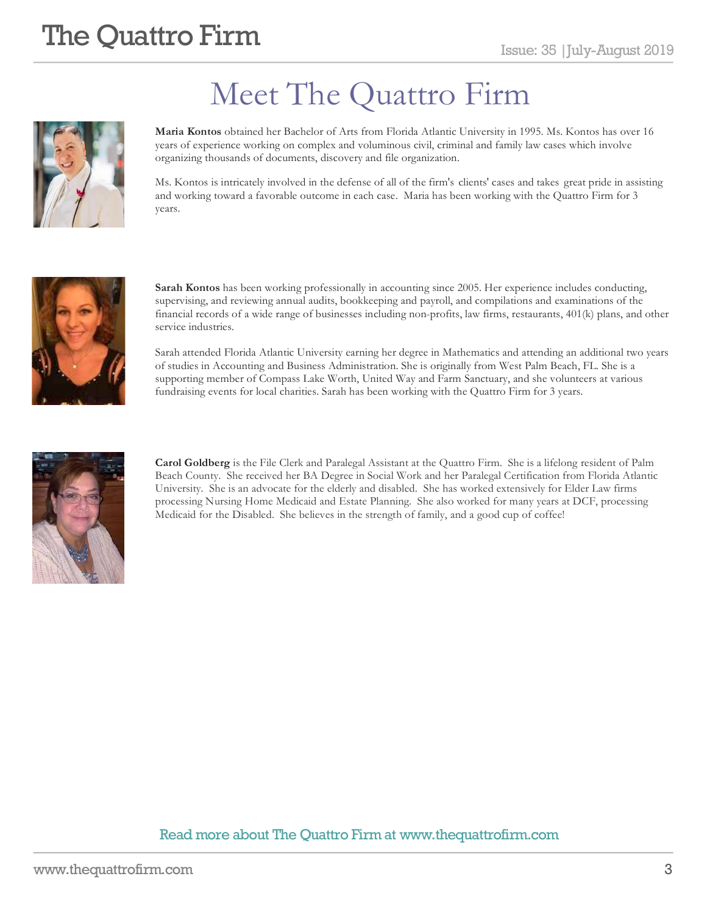# Meet The Quattro Firm

**Maria Kontos** obtained her Bachelor of Arts from Florida Atlantic University in 1995. Ms. Kontos has over 16 years of experience working on complex and voluminous civil, criminal and family law cases which involve organizing thousands of documents, discovery and file organization.

Ms. Kontos is intricately involved in the defense of all of the firm's clients' cases and takes great pride in assisting and working toward a favorable outcome in each case. Maria has been working with the Quattro Firm for 3 years.

**Sarah Kontos** has been working professionally in accounting since 2005. Her experience includes conducting, supervising, and reviewing annual audits, bookkeeping and payroll, and compilations and examinations of the financial records of a wide range of businesses including non-profits, law firms, restaurants, 401(k) plans, and other service industries.

Sarah attended Florida Atlantic University earning her degree in Mathematics and attending an additional two years of studies in Accounting and Business Administration. She is originally from West Palm Beach, FL. She is a supporting member of Compass Lake Worth, United Way and Farm Sanctuary, and she volunteers at various fundraising events for local charities. Sarah has been working with the Quattro Firm for 3 years.

**Carol Goldberg** is the File Clerk and Paralegal Assistant at the Quattro Firm. She is a lifelong resident of Palm Beach County. She received her BA Degree in Social Work and her Paralegal Certification from Florida Atlantic University. She is an advocate for the elderly and disabled. She has worked extensively for Elder Law firms processing Nursing Home Medicaid and Estate Planning. She also worked for many years at DCF, processing Medicaid for the Disabled. She believes in the strength of family, and a good cup of coffee!

Read more about The Quattro Firm at www.thequattrofirm.com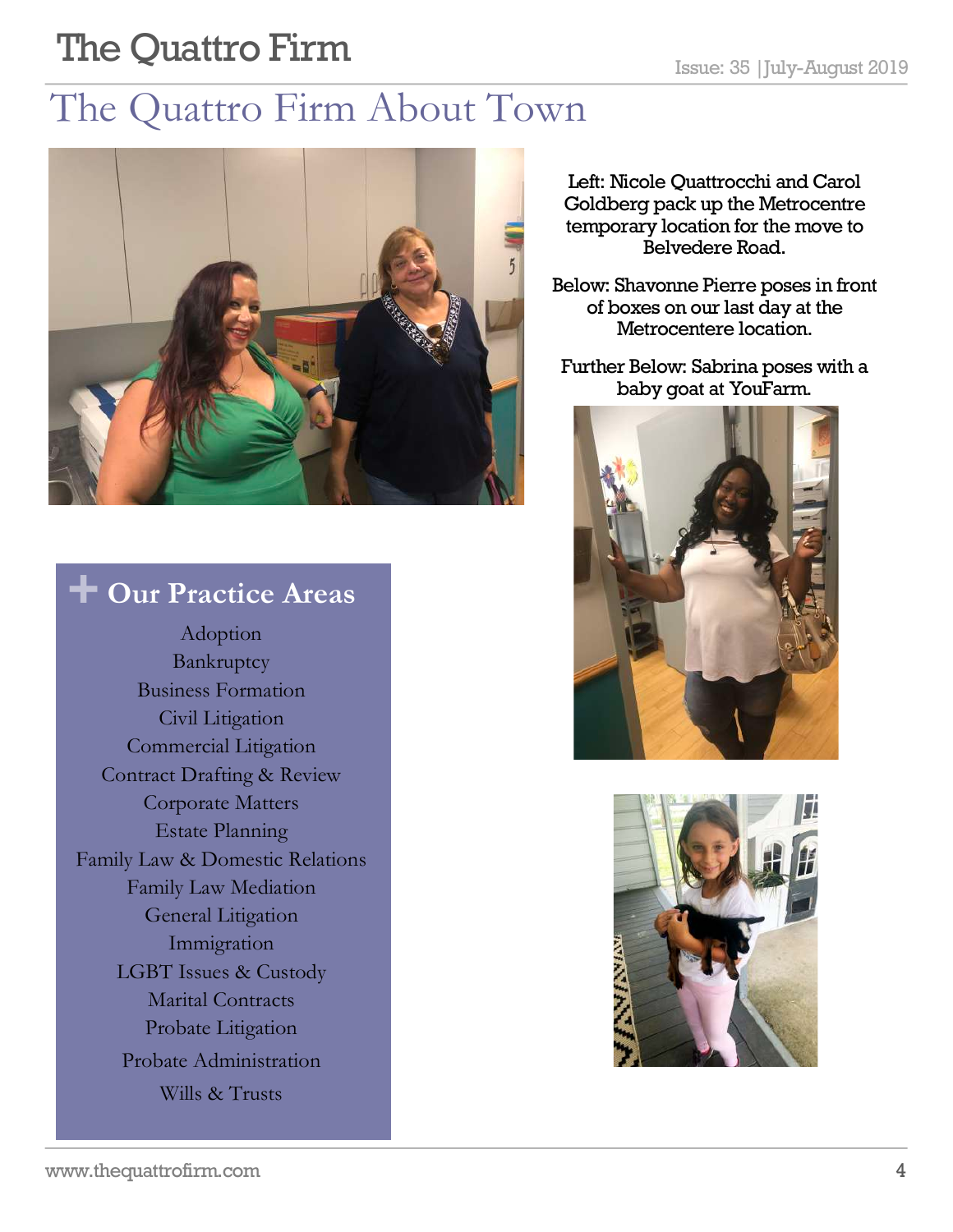# The Quattro Firm About Town

Left: Nicole Quattrocchi and Carol Goldberg pack up the Metrocentre temporary location for the move to Belvedere Road.

Below: Shavonne Pierre poses in front of boxes on our last day at the Metrocentere location.

Further Below: Sabrina poses with a baby goat at YouFarm.

## Our Practice Areas

- Adoption
- Bankruptcy
- Business Formation
- Civil Litigation
- Commercial Litigation
- Contract Drafting & Review
- Corporate Matters
- Estate Planning
- Family Law & Domestic Relations
- Family Law Mediation
- General Litigation
- Immigration
- LGBT Issues & Custody
- Marital Contracts
- Probate Litigation
- Probate Administration
- Wills & Trusts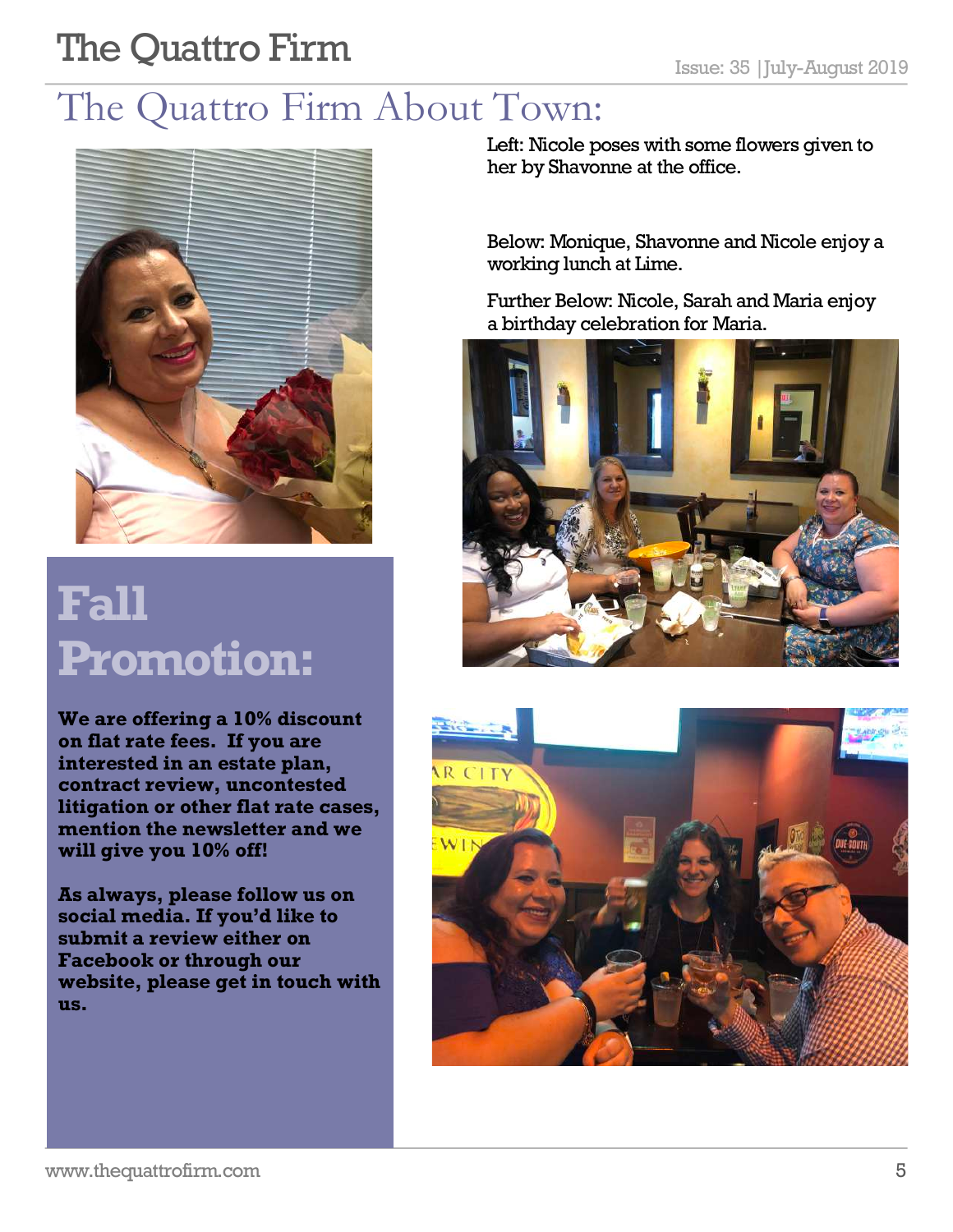# The Quattro Firm About Town:

Left: Nicole poses with some flowers given to her by Shavonne at the office.

Below: Monique, Shavonne and Nicole enjoy a working lunch at Lime.

Further Below: Nicole, Sarah and Maria enjoy a birthday celebration for Maria.

## Fall Promotion:

**We are offering a 10% discount on flat rate fees. If you are interested in an estate plan, contract review, uncontested litigation or other flat rate cases, mention the newsletter and we will give you 10% off!**

**As always, please follow us on social media. If you'd like to submit a review either on Facebook or through our website, please get in touch with us.**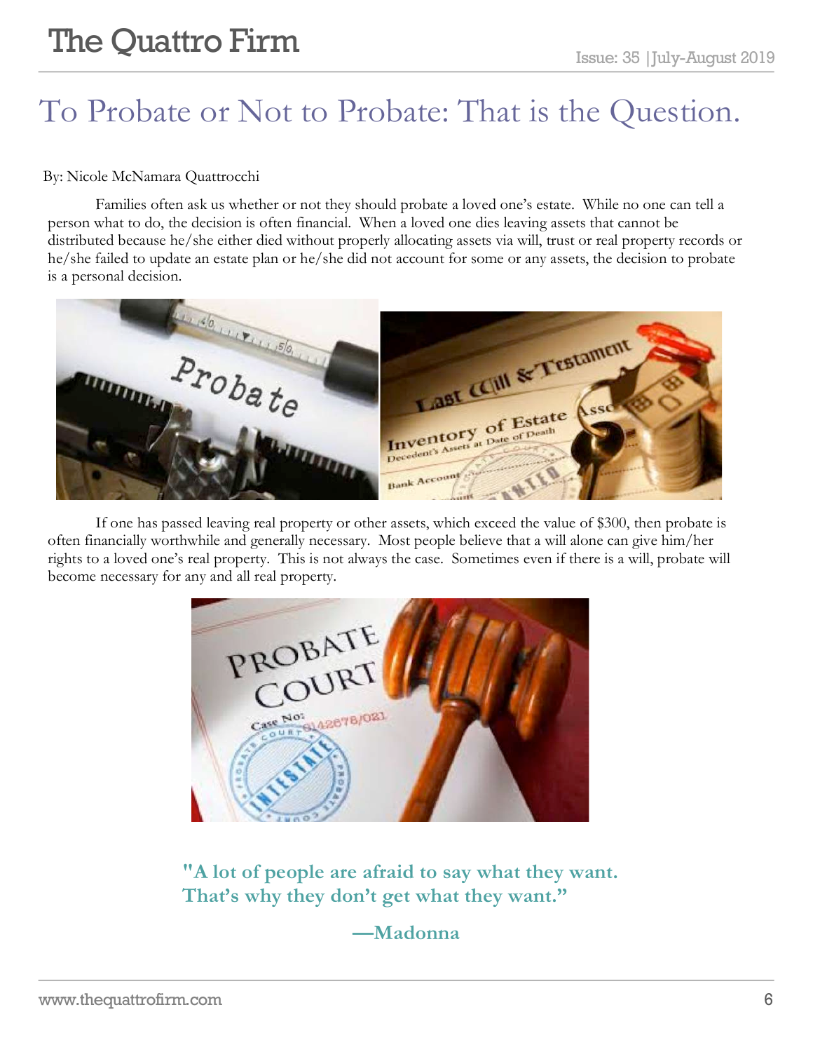# To Probate or Not to Probate: That is the Question.

By: Nicole McNamara Quattrocchi

Families often ask us whether or not they should probate a loved one's estate. While no one can tell a person what to do, the decision is often financial. When a loved one dies leaving assets that cannot be distributed because he/she either died without properly allocating assets via will, trust or real property records or he/she failed to update an estate plan or he/she did not account for some or any assets, the decision to probate is a personal decision.

If one has passed leaving real property or other assets, which exceed the value of $300, then probate is often financially worthwhile and generally necessary. Most people believe that a will alone can give him/her rights to a loved one's real property. This is not always the case. Sometimes even if there is a will, probate will become necessary for any and all real property.

**"A lot of people are afraid to say what they want. That's why they don't get what they want."**

**—Madonna**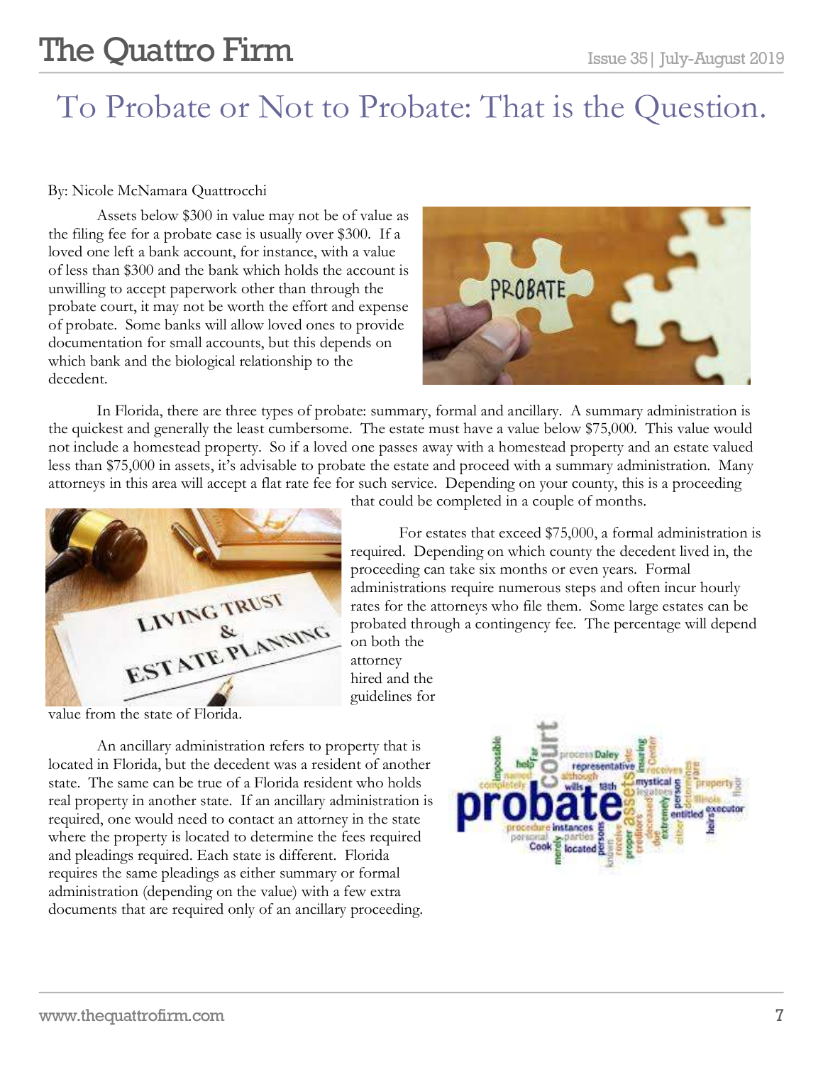# To Probate or Not to Probate: That is the Question.

By: Nicole McNamara Quattrocchi

Assets below $300 in value may not be of value as the filing fee for a probate case is usually over $300. If a loved one left a bank account, for instance, with a value of less than $300 and the bank which holds the account is unwilling to accept paperwork other than through the probate court, it may not be worth the effort and expense of probate. Some banks will allow loved ones to provide documentation for small accounts, but this depends on which bank and the biological relationship to the decedent.

In Florida, there are three types of probate: summary, formal and ancillary. A summary administration is the quickest and generally the least cumbersome. The estate must have a value below $75,000. This value would not include a homestead property. So if a loved one passes away with a homestead property and an estate valued less than $75,000 in assets, it's advisable to probate the estate and proceed with a summary administration. Many attorneys in this area will accept a flat rate fee for such service. Depending on your county, this is a proceeding that could be completed in a couple of months.

For estates that exceed $75,000, a formal administration is required. Depending on which county the decedent lived in, the proceeding can take six months or even years. Formal administrations require numerous steps and often incur hourly rates for the attorneys who file them. Some large estates can be probated through a contingency fee. The percentage will depend on both the attorney hired and the guidelines for value from the state of Florida.

An ancillary administration refers to property that is located in Florida, but the decedent was a resident of another state. The same can be true of a Florida resident who holds real property in another state. If an ancillary administration is required, one would need to contact an attorney in the state where the property is located to determine the fees required and pleadings required. Each state is different. Florida requires the same pleadings as either summary or formal administration (depending on the value) with a few extra documents that are required only of an ancillary proceeding.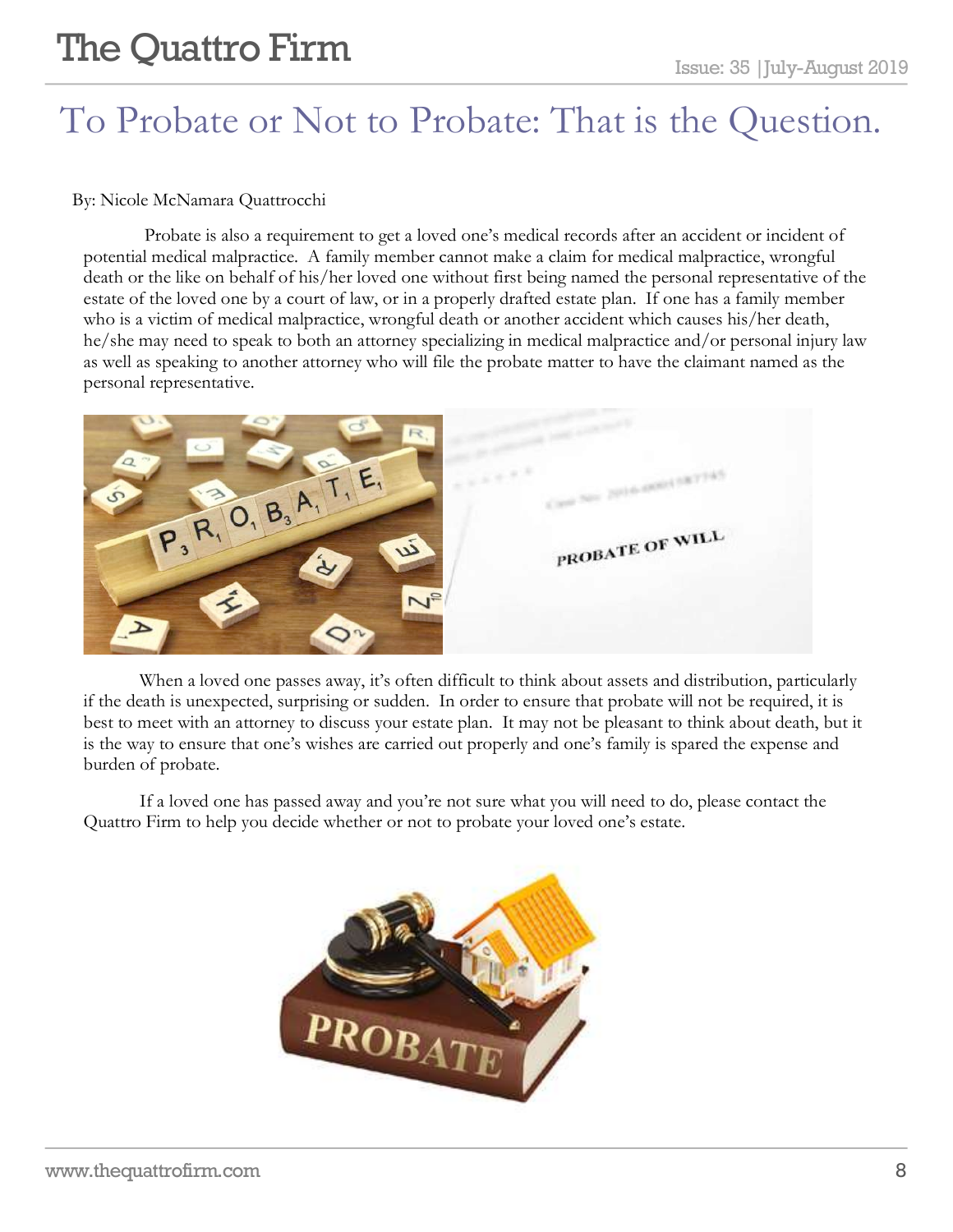# To Probate or Not to Probate: That is the Question.

By: Nicole McNamara Quattrocchi

Probate is also a requirement to get a loved one's medical records after an accident or incident of potential medical malpractice. A family member cannot make a claim for medical malpractice, wrongful death or the like on behalf of his/her loved one without first being named the personal representative of the estate of the loved one by a court of law, or in a properly drafted estate plan. If one has a family member who is a victim of medical malpractice, wrongful death or another accident which causes his/her death, he/she may need to speak to both an attorney specializing in medical malpractice and/or personal injury law as well as speaking to another attorney who will file the probate matter to have the claimant named as the personal representative.

When a loved one passes away, it's often difficult to think about assets and distribution, particularly if the death is unexpected, surprising or sudden. In order to ensure that probate will not be required, it is best to meet with an attorney to discuss your estate plan. It may not be pleasant to think about death, but it is the way to ensure that one's wishes are carried out properly and one's family is spared the expense and burden of probate.

If a loved one has passed away and you're not sure what you will need to do, please contact the Quattro Firm to help you decide whether or not to probate your loved one's estate.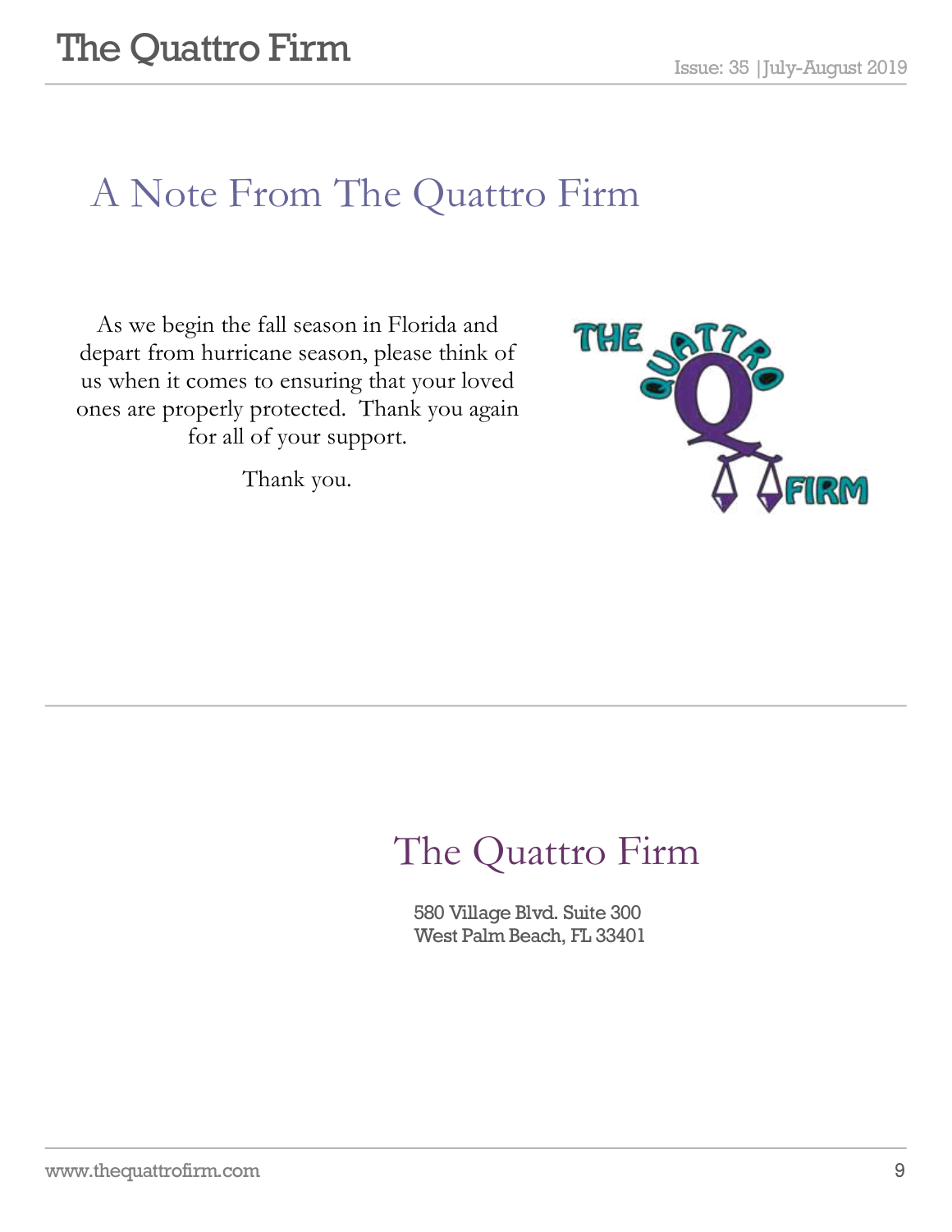# A Note From The Quattro Firm

As we begin the fall season in Florida and depart from hurricane season, please think of us when it comes to ensuring that your loved ones are properly protected. Thank you again for all of your support.

Thank you.

## The Quattro Firm

580 Village Blvd. Suite 300
West Palm Beach, FL 33401